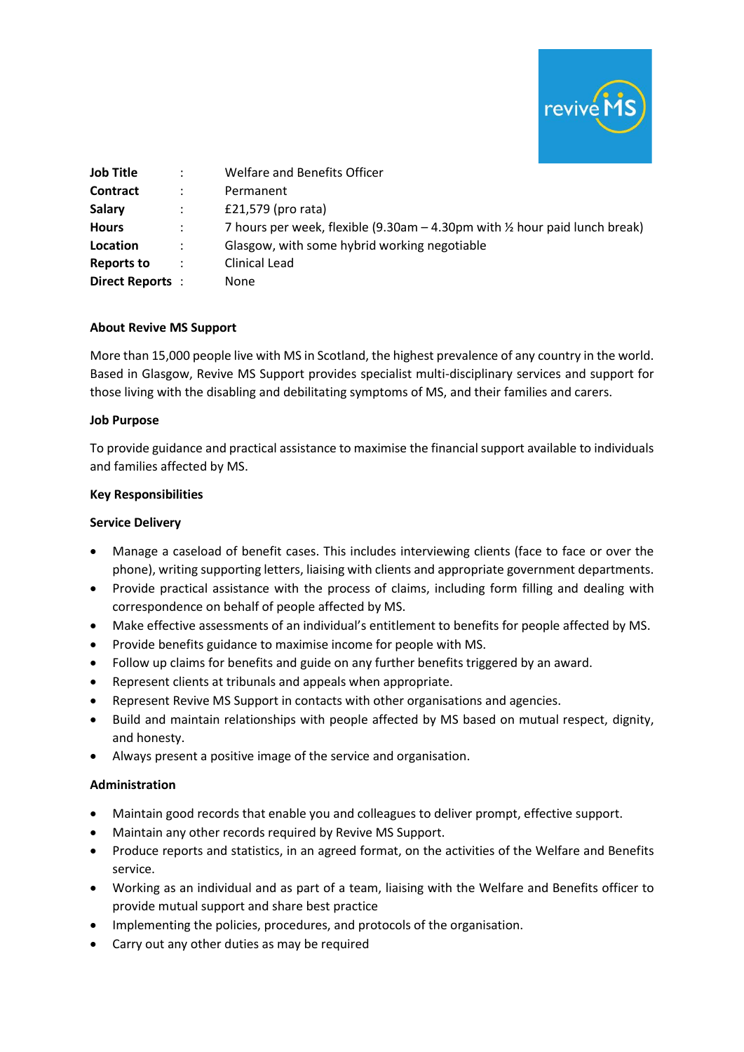| | | |
|---|---|---|
| **Job Title** | : | Welfare and Benefits Officer |
| **Contract** | : | Permanent |
| **Salary** | : | £21,579 (pro rata) |
| **Hours** | : | 7 hours per week, flexible (9.30am – 4.30pm with ½ hour paid lunch break) |
| **Location** | : | Glasgow, with some hybrid working negotiable |
| **Reports to** | : | Clinical Lead |
| **Direct Reports** | : | None |

**About Revive MS Support**

More than 15,000 people live with MS in Scotland, the highest prevalence of any country in the world. Based in Glasgow, Revive MS Support provides specialist multi-disciplinary services and support for those living with the disabling and debilitating symptoms of MS, and their families and carers.

**Job Purpose**

To provide guidance and practical assistance to maximise the financial support available to individuals and families affected by MS.

**Key Responsibilities**

**Service Delivery**

- Manage a caseload of benefit cases. This includes interviewing clients (face to face or over the phone), writing supporting letters, liaising with clients and appropriate government departments.
- Provide practical assistance with the process of claims, including form filling and dealing with correspondence on behalf of people affected by MS.
- Make effective assessments of an individual's entitlement to benefits for people affected by MS.
- Provide benefits guidance to maximise income for people with MS.
- Follow up claims for benefits and guide on any further benefits triggered by an award.
- Represent clients at tribunals and appeals when appropriate.
- Represent Revive MS Support in contacts with other organisations and agencies.
- Build and maintain relationships with people affected by MS based on mutual respect, dignity, and honesty.
- Always present a positive image of the service and organisation.

**Administration**

- Maintain good records that enable you and colleagues to deliver prompt, effective support.
- Maintain any other records required by Revive MS Support.
- Produce reports and statistics, in an agreed format, on the activities of the Welfare and Benefits service.
- Working as an individual and as part of a team, liaising with the Welfare and Benefits officer to provide mutual support and share best practice
- Implementing the policies, procedures, and protocols of the organisation.
- Carry out any other duties as may be required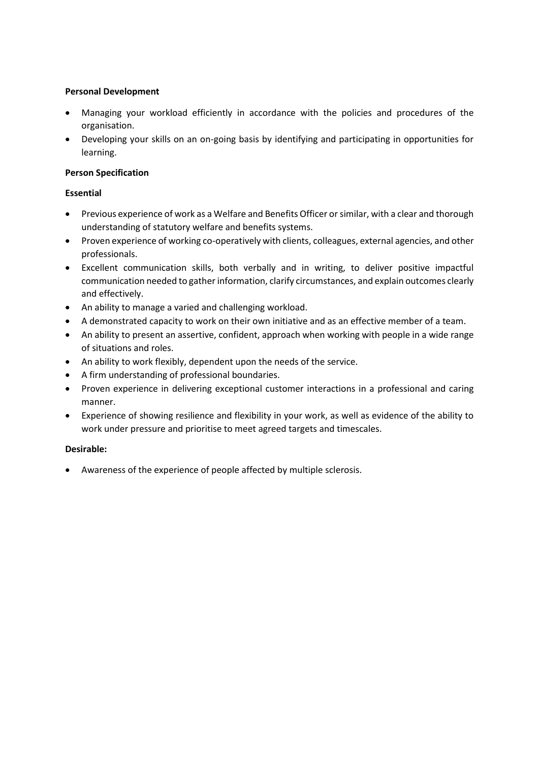**Personal Development**

- Managing your workload efficiently in accordance with the policies and procedures of the organisation.
- Developing your skills on an on-going basis by identifying and participating in opportunities for learning.

**Person Specification**

**Essential**

- Previous experience of work as a Welfare and Benefits Officer or similar, with a clear and thorough understanding of statutory welfare and benefits systems.
- Proven experience of working co-operatively with clients, colleagues, external agencies, and other professionals.
- Excellent communication skills, both verbally and in writing, to deliver positive impactful communication needed to gather information, clarify circumstances, and explain outcomes clearly and effectively.
- An ability to manage a varied and challenging workload.
- A demonstrated capacity to work on their own initiative and as an effective member of a team.
- An ability to present an assertive, confident, approach when working with people in a wide range of situations and roles.
- An ability to work flexibly, dependent upon the needs of the service.
- A firm understanding of professional boundaries.
- Proven experience in delivering exceptional customer interactions in a professional and caring manner.
- Experience of showing resilience and flexibility in your work, as well as evidence of the ability to work under pressure and prioritise to meet agreed targets and timescales.

**Desirable:**

- Awareness of the experience of people affected by multiple sclerosis.